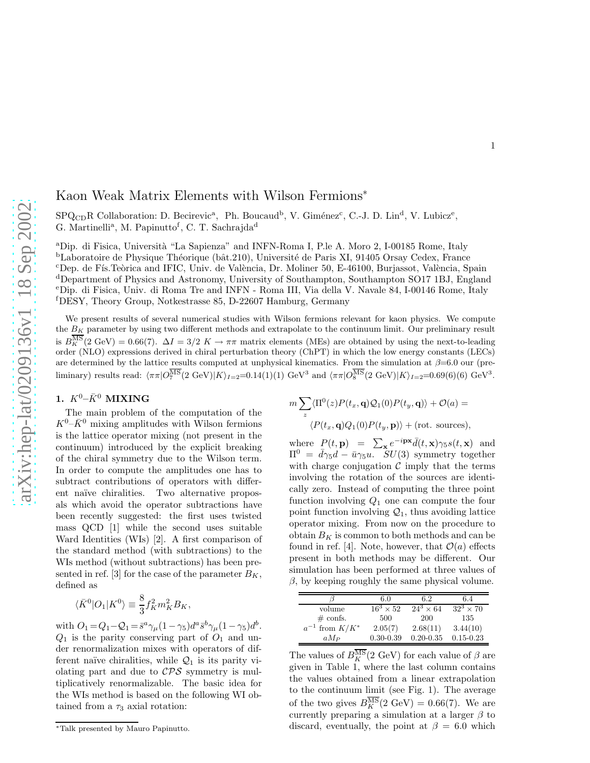# Kaon Weak Matrix Elements with Wilson Fermions*

SPQ$_{\rm CD}$R Collaboration: D. Becirevic[a], Ph. Boucaud[b], V. Giménez[c], C.-J. D. Lin[d], V. Lubicz[e], G. Martinelli[a], M. Papinutto[f], C. T. Sachrajda[d]

[a]Dip. di Fisica, Università "La Sapienza" and INFN-Roma I, P.le A. Moro 2, I-00185 Rome, Italy

[b]Laboratoire de Physique Théorique (bât.210), Université de Paris XI, 91405 Orsay Cedex, France

[c]Dep. de Fís.Teòrica and IFIC, Univ. de València, Dr. Moliner 50, E-46100, Burjassot, València, Spain

[d]Department of Physics and Astronomy, University of Southampton, Southampton SO17 1BJ, England

[e]Dip. di Fisica, Univ. di Roma Tre and INFN - Roma III, Via della V. Navale 84, I-00146 Rome, Italy

[f]DESY, Theory Group, Notkestrasse 85, D-22607 Hamburg, Germany

We present results of several numerical studies with Wilson fermions relevant for kaon physics. We compute the $B_K$ parameter by using two different methods and extrapolate to the continuum limit. Our preliminary result is $B_K^{\overline{\rm MS}}(2\ {\rm GeV}) = 0.66(7)$. $\Delta I = 3/2$ $K \to \pi\pi$ matrix elements (MEs) are obtained by using the next-to-leading order (NLO) expressions derived in chiral perturbation theory (ChPT) in which the low energy constants (LECs) are determined by the lattice results computed at unphysical kinematics. From the simulation at $\beta$=6.0 our (preliminary) results read: $\langle\pi\pi|O_7^{\overline{\rm MS}}(2\ {\rm GeV})|K\rangle_{I=2}$=0.14(1)(1) GeV$^3$ and $\langle\pi\pi|O_8^{\overline{\rm MS}}(2\ {\rm GeV})|K\rangle_{I=2}$=0.69(6)(6) GeV$^3$.

## 1. $K^0$–$\bar{K}^0$ MIXING

The main problem of the computation of the $K^0$–$\bar{K}^0$ mixing amplitudes with Wilson fermions is the lattice operator mixing (not present in the continuum) introduced by the explicit breaking of the chiral symmetry due to the Wilson term. In order to compute the amplitudes one has to subtract contributions of operators with different naïve chiralities. Two alternative proposals which avoid the operator subtractions have been recently suggested: the first uses twisted mass QCD [1] while the second uses suitable Ward Identities (WIs) [2]. A first comparison of the standard method (with subtractions) to the WIs method (without subtractions) has been presented in ref. [3] for the case of the parameter $B_K$, defined as

$$\langle\bar{K}^0|O_1|K^0\rangle \equiv \frac{8}{3} f_K^2 m_K^2 B_K,$$

with $O_1 = Q_1 - \mathcal{Q}_1 = \bar{s}^a\gamma_\mu(1-\gamma_5)d^a\bar{s}^b\gamma_\mu(1-\gamma_5)d^b$. $Q_1$ is the parity conserving part of $O_1$ and under renormalization mixes with operators of different naïve chiralities, while $\mathcal{Q}_1$ is its parity violating part and due to $\mathcal{CPS}$ symmetry is multiplicatively renormalizable. The basic idea for the WIs method is based on the following WI obtained from a $\tau_3$ axial rotation:

$$m\sum_z\langle\Pi^0(z)P(t_x,\mathbf{q})\mathcal{Q}_1(0)P(t_y,\mathbf{q})\rangle + \mathcal{O}(a) = \langle P(t_x,\mathbf{q})Q_1(0)P(t_y,\mathbf{p})\rangle + (\text{rot. sources}),$$

where $P(t,\mathbf{p}) = \sum_{\mathbf{x}} e^{-i\mathbf{px}}\bar{d}(t,\mathbf{x})\gamma_5 s(t,\mathbf{x})$ and $\Pi^0 = \bar{d}\gamma_5 d - \bar{u}\gamma_5 u$. $SU(3)$ symmetry together with charge conjugation $\mathcal{C}$ imply that the terms involving the rotation of the sources are identically zero. Instead of computing the three point function involving $Q_1$ one can compute the four point function involving $\mathcal{Q}_1$, thus avoiding lattice operator mixing. From now on the procedure to obtain $B_K$ is common to both methods and can be found in ref. [4]. Note, however, that $\mathcal{O}(a)$ effects present in both methods may be different. Our simulation has been performed at three values of $\beta$, by keeping roughly the same physical volume.

| $\beta$ | 6.0 | 6.2 | 6.4 |
|---|---|---|---|
| volume | $16^3\times 52$ | $24^3\times 64$ | $32^3\times 70$ |
| # confs. | 500 | 200 | 135 |
| $a^{-1}$ from $K/K^*$ | 2.05(7) | 2.68(11) | 3.44(10) |
| $aM_P$ | 0.30-0.39 | 0.20-0.35 | 0.15-0.23 |

The values of $B_K^{\overline{\rm MS}}(2\ {\rm GeV})$ for each value of $\beta$ are given in Table 1, where the last column contains the values obtained from a linear extrapolation to the continuum limit (see Fig. 1). The average of the two gives $B_K^{\overline{\rm MS}}(2\ {\rm GeV}) = 0.66(7)$. We are currently preparing a simulation at a larger $\beta$ to discard, eventually, the point at $\beta = 6.0$ which

*Talk presented by Mauro Papinutto.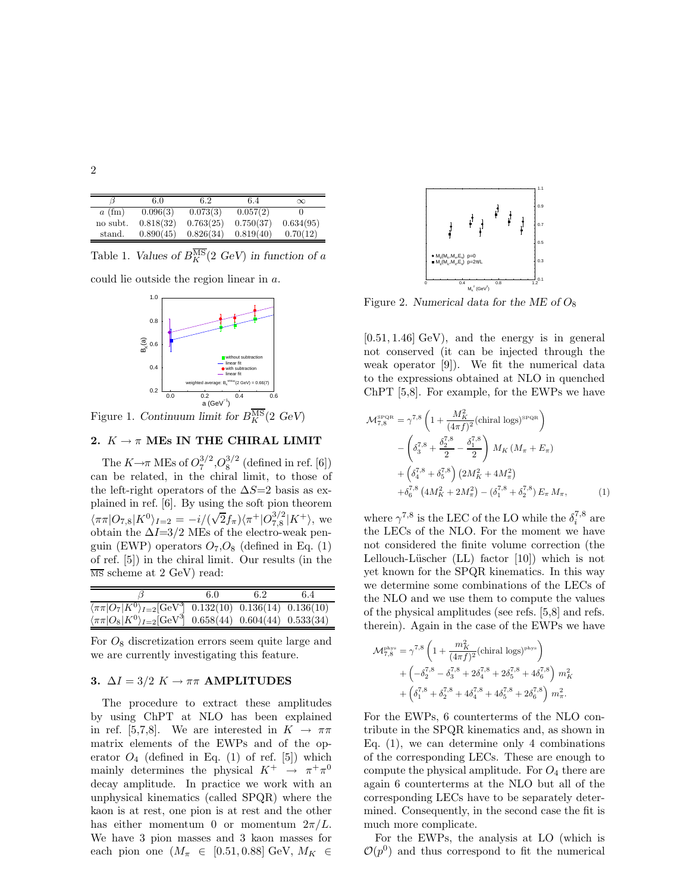| $\beta$ | 6.0 | 6.2 | 6.4 | $\infty$ |
|---|---|---|---|---|
| $a$ (fm) | 0.096(3) | 0.073(3) | 0.057(2) | 0 |
| no subt. | 0.818(32) | 0.763(25) | 0.750(37) | 0.634(95) |
| stand. | 0.890(45) | 0.826(34) | 0.819(40) | 0.70(12) |

Table 1. *Values of $B_K^{\overline{\rm MS}}(2\ GeV)$ in function of $a$*

could lie outside the region linear in $a$.

Figure 1. *Continuum limit for $B_K^{\overline{\rm MS}}(2\ GeV)$*

## 2. $K \to \pi$ MEs IN THE CHIRAL LIMIT

The $K{\to}\pi$ MEs of $O_7^{3/2}$,$O_8^{3/2}$ (defined in ref. [6]) can be related, in the chiral limit, to those of the left-right operators of the $\Delta S$=2 basis as explained in ref. [6]. By using the soft pion theorem $\langle\pi\pi|O_{7,8}|K^0\rangle_{I=2} = -i/(\sqrt{2}f_\pi)\langle\pi^+|O_{7,8}^{3/2}|K^+\rangle$, we obtain the $\Delta I$=3/2 MEs of the electro-weak penguin (EWP) operators $O_7$,$O_8$ (defined in Eq. (1) of ref. [5]) in the chiral limit. Our results (in the $\overline{\rm MS}$ scheme at 2 GeV) read:

| $\beta$ | 6.0 | 6.2 | 6.4 |
|---|---|---|---|
| $\langle\pi\pi\|O_7\|K^0\rangle_{I=2}$[GeV$^3$] | 0.132(10) | 0.136(14) | 0.136(10) |
| $\langle\pi\pi\|O_8\|K^0\rangle_{I=2}$[GeV$^3$] | 0.658(44) | 0.604(44) | 0.533(34) |

For $O_8$ discretization errors seem quite large and we are currently investigating this feature.

## 3. $\Delta I = 3/2$ $K \to \pi\pi$ AMPLITUDES

The procedure to extract these amplitudes by using ChPT at NLO has been explained in ref. [5,7,8]. We are interested in $K \to \pi\pi$ matrix elements of the EWPs and of the operator $O_4$ (defined in Eq. (1) of ref. [5]) which mainly determines the physical $K^+ \to \pi^+\pi^0$ decay amplitude. In practice we work with an unphysical kinematics (called SPQR) where the kaon is at rest, one pion is at rest and the other has either momentum 0 or momentum $2\pi/L$. We have 3 pion masses and 3 kaon masses for each pion one ($M_\pi \in [0.51, 0.88]$ GeV, $M_K \in [0.51, 1.46]$ GeV), and the energy is in general not conserved (it can be injected through the weak operator [9]). We fit the numerical data to the expressions obtained at NLO in quenched ChPT [5,8]. For example, for the EWPs we have

Figure 2. *Numerical data for the ME of $O_8$*

$$
\begin{aligned}
\mathcal{M}_{7,8}^{\rm SPQR} &= \gamma^{7,8}\left(1+\frac{M_K^2}{(4\pi f)^2}(\text{chiral logs})^{\rm SPQR}\right)\\
&-\left(\delta_3^{7,8}+\frac{\delta_2^{7,8}}{2}-\frac{\delta_1^{7,8}}{2}\right)M_K\left(M_\pi+E_\pi\right)\\
&+\left(\delta_4^{7,8}+\delta_5^{7,8}\right)\left(2M_K^2+4M_\pi^2\right)\\
&+\delta_6^{7,8}\left(4M_K^2+2M_\pi^2\right)-\left(\delta_1^{7,8}+\delta_2^{7,8}\right)E_\pi\,M_\pi, \qquad (1)
\end{aligned}
$$

where $\gamma^{7,8}$ is the LEC of the LO while the $\delta_i^{7,8}$ are the LECs of the NLO. For the moment we have not considered the finite volume correction (the Lellouch-Lüscher (LL) factor [10]) which is not yet known for the SPQR kinematics. In this way we determine some combinations of the LECs of the NLO and we use them to compute the values of the physical amplitudes (see refs. [5,8] and refs. therein). Again in the case of the EWPs we have

$$
\begin{aligned}
\mathcal{M}_{7,8}^{\rm phys} &= \gamma^{7,8}\left(1+\frac{m_K^2}{(4\pi f)^2}(\text{chiral logs})^{\rm phys}\right)\\
&+\left(-\delta_2^{7,8}-\delta_3^{7,8}+2\delta_4^{7,8}+2\delta_5^{7,8}+4\delta_6^{7,8}\right)m_K^2\\
&+\left(\delta_1^{7,8}+\delta_2^{7,8}+4\delta_4^{7,8}+4\delta_5^{7,8}+2\delta_6^{7,8}\right)m_\pi^2.
\end{aligned}
$$

For the EWPs, 6 counterterms of the NLO contribute in the SPQR kinematics and, as shown in Eq. (1), we can determine only 4 combinations of the corresponding LECs. These are enough to compute the physical amplitude. For $O_4$ there are again 6 counterterms at the NLO but all of the corresponding LECs have to be separately determined. Consequently, in the second case the fit is much more complicate.

For the EWPs, the analysis at LO (which is $\mathcal{O}(p^0)$ and thus correspond to fit the numerical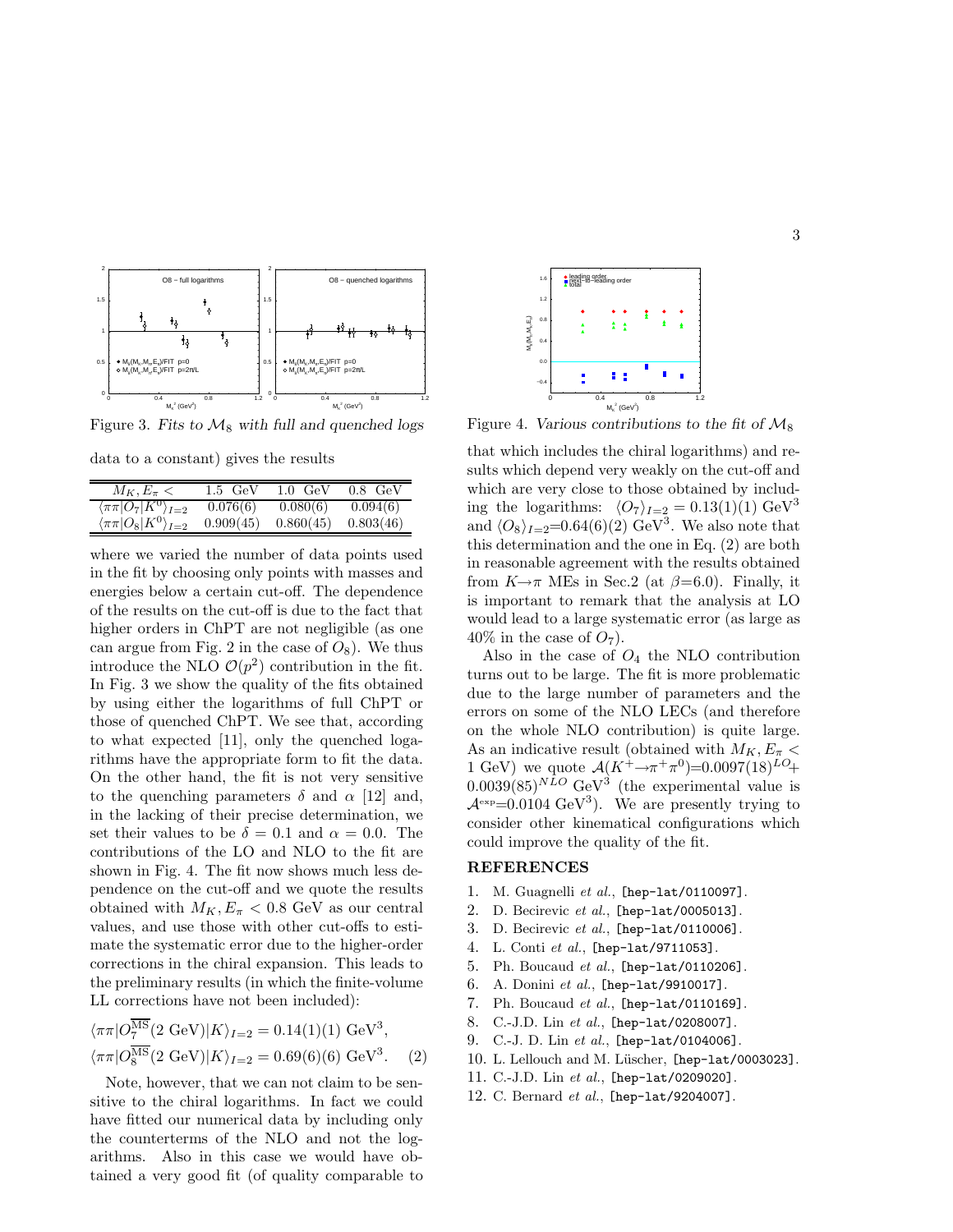O8 – full logarithms

O8 – quenched logarithms

M8(MK,Mπ,Eπ)/FIT p=0
M8(MK,Mπ,Eπ)/FIT p=2π/L

M8(MK,Mπ,Eπ)/FIT p=0
M8(MK,Mπ,Eπ)/FIT p=2π/L

MK² (GeV²)

MK² (GeV²)

Figure 3. *Fits to $\mathcal{M}_8$ with full and quenched logs*

leading order
next–to–leading order
total

M8(MK,Mπ,Eπ)

MK² (GeV²)

Figure 4. *Various contributions to the fit of $\mathcal{M}_8$*

data to a constant) gives the results

| $M_K, E_\pi <$ | 1.5 GeV | 1.0 GeV | 0.8 GeV |
|---|---|---|---|
| $\langle \pi\pi \vert O_7 \vert K^0 \rangle_{I=2}$ | 0.076(6) | 0.080(6) | 0.094(6) |
| $\langle \pi\pi \vert O_8 \vert K^0 \rangle_{I=2}$ | 0.909(45) | 0.860(45) | 0.803(46) |

where we varied the number of data points used in the fit by choosing only points with masses and energies below a certain cut-off. The dependence of the results on the cut-off is due to the fact that higher orders in ChPT are not negligible (as one can argue from Fig. 2 in the case of $O_8$). We thus introduce the NLO $\mathcal{O}(p^2)$ contribution in the fit. In Fig. 3 we show the quality of the fits obtained by using either the logarithms of full ChPT or those of quenched ChPT. We see that, according to what expected [11], only the quenched logarithms have the appropriate form to fit the data. On the other hand, the fit is not very sensitive to the quenching parameters $\delta$ and $\alpha$ [12] and, in the lacking of their precise determination, we set their values to be $\delta = 0.1$ and $\alpha = 0.0$. The contributions of the LO and NLO to the fit are shown in Fig. 4. The fit now shows much less dependence on the cut-off and we quote the results obtained with $M_K, E_\pi < 0.8$ GeV as our central values, and use those with other cut-offs to estimate the systematic error due to the higher-order corrections in the chiral expansion. This leads to the preliminary results (in which the finite-volume LL corrections have not been included):

$$\langle \pi\pi | O_7^{\overline{\rm MS}}(2 \text{ GeV}) | K \rangle_{I=2} = 0.14(1)(1) \text{ GeV}^3,$$
$$\langle \pi\pi | O_8^{\overline{\rm MS}}(2 \text{ GeV}) | K \rangle_{I=2} = 0.69(6)(6) \text{ GeV}^3. \quad (2)$$

Note, however, that we can not claim to be sensitive to the chiral logarithms. In fact we could have fitted our numerical data by including only the counterterms of the NLO and not the logarithms. Also in this case we would have obtained a very good fit (of quality comparable to that which includes the chiral logarithms) and results which depend very weakly on the cut-off and which are very close to those obtained by including the logarithms: $\langle O_7 \rangle_{I=2} = 0.13(1)(1)$ GeV$^3$ and $\langle O_8 \rangle_{I=2}$=0.64(6)(2) GeV$^3$. We also note that this determination and the one in Eq. (2) are both in reasonable agreement with the results obtained from $K \to \pi$ MEs in Sec.2 (at $\beta$=6.0). Finally, it is important to remark that the analysis at LO would lead to a large systematic error (as large as 40% in the case of $O_7$).

Also in the case of $O_4$ the NLO contribution turns out to be large. The fit is more problematic due to the large number of parameters and the errors on some of the NLO LECs (and therefore on the whole NLO contribution) is quite large. As an indicative result (obtained with $M_K, E_\pi <$ 1 GeV) we quote $\mathcal{A}(K^+ \to \pi^+ \pi^0)$=$0.0097(18)^{LO}$+ $0.0039(85)^{NLO}$ GeV$^3$ (the experimental value is $\mathcal{A}^{\rm exp}$=0.0104 GeV$^3$). We are presently trying to consider other kinematical configurations which could improve the quality of the fit.

## REFERENCES

1. M. Guagnelli *et al.*, [hep-lat/0110097].
2. D. Becirevic *et al.*, [hep-lat/0005013].
3. D. Becirevic *et al.*, [hep-lat/0110006].
4. L. Conti *et al.*, [hep-lat/9711053].
5. Ph. Boucaud *et al.*, [hep-lat/0110206].
6. A. Donini *et al.*, [hep-lat/9910017].
7. Ph. Boucaud *et al.*, [hep-lat/0110169].
8. C.-J.D. Lin *et al.*, [hep-lat/0208007].
9. C.-J. D. Lin *et al.*, [hep-lat/0104006].
10. L. Lellouch and M. Lüscher, [hep-lat/0003023].
11. C.-J.D. Lin *et al.*, [hep-lat/0209020].
12. C. Bernard *et al.*, [hep-lat/9204007].